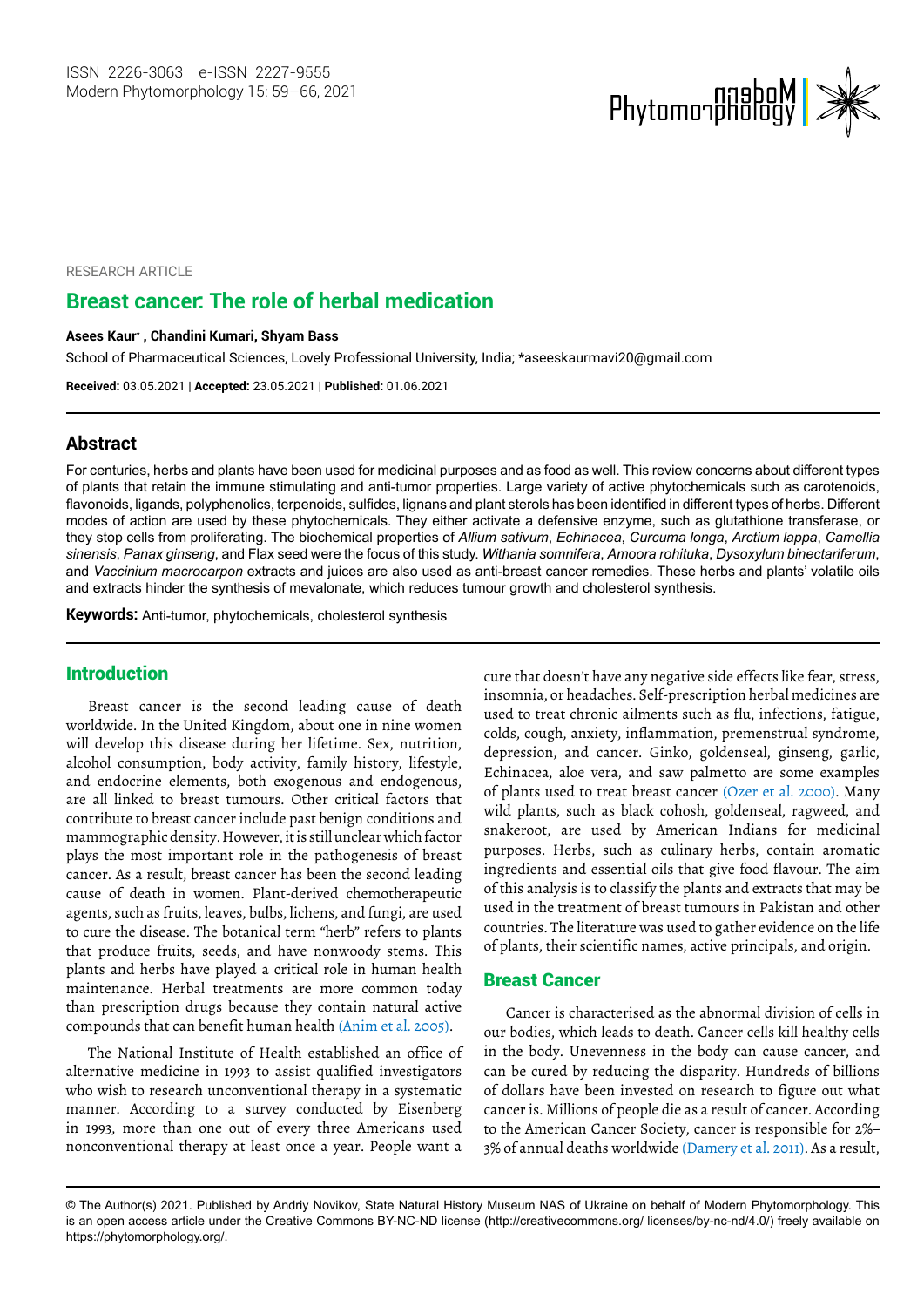RESEARCH ARTICLE

# Breast cancer: The role of herbal medication

**Asees Kaur*, Chandini Kumari, Shyam Bass**

School of Pharmaceutical Sciences, Lovely Professional University, India; *aseeskaurmavi20@gmail.com

**Received:** 03.05.2021 | **Accepted:** 23.05.2021 | **Published:** 01.06.2021

## Abstract

For centuries, herbs and plants have been used for medicinal purposes and as food as well. This review concerns about different types of plants that retain the immune stimulating and anti-tumor properties. Large variety of active phytochemicals such as carotenoids, flavonoids, ligands, polyphenolics, terpenoids, sulfides, lignans and plant sterols has been identified in different types of herbs. Different modes of action are used by these phytochemicals. They either activate a defensive enzyme, such as glutathione transferase, or they stop cells from proliferating. The biochemical properties of *Allium sativum*, *Echinacea*, *Curcuma longa*, *Arctium lappa*, *Camellia sinensis*, *Panax ginseng*, and Flax seed were the focus of this study. *Withania somnifera*, *Amoora rohituka*, *Dysoxylum binectariferum*, and *Vaccinium macrocarpon* extracts and juices are also used as anti-breast cancer remedies. These herbs and plants' volatile oils and extracts hinder the synthesis of mevalonate, which reduces tumour growth and cholesterol synthesis.

**Keywords:** Anti-tumor, phytochemicals, cholesterol synthesis

## Introduction

Breast cancer is the second leading cause of death worldwide. In the United Kingdom, about one in nine women will develop this disease during her lifetime. Sex, nutrition, alcohol consumption, body activity, family history, lifestyle, and endocrine elements, both exogenous and endogenous, are all linked to breast tumours. Other critical factors that contribute to breast cancer include past benign conditions and mammographic density. However, it is still unclear which factor plays the most important role in the pathogenesis of breast cancer. As a result, breast cancer has been the second leading cause of death in women. Plant-derived chemotherapeutic agents, such as fruits, leaves, bulbs, lichens, and fungi, are used to cure the disease. The botanical term "herb" refers to plants that produce fruits, seeds, and have nonwoody stems. This plants and herbs have played a critical role in human health maintenance. Herbal treatments are more common today than prescription drugs because they contain natural active compounds that can benefit human health (Anim et al. 2005).

The National Institute of Health established an office of alternative medicine in 1993 to assist qualified investigators who wish to research unconventional therapy in a systematic manner. According to a survey conducted by Eisenberg in 1993, more than one out of every three Americans used nonconventional therapy at least once a year. People want a cure that doesn't have any negative side effects like fear, stress, insomnia, or headaches. Self-prescription herbal medicines are used to treat chronic ailments such as flu, infections, fatigue, colds, cough, anxiety, inflammation, premenstrual syndrome, depression, and cancer. Ginko, goldenseal, ginseng, garlic, Echinacea, aloe vera, and saw palmetto are some examples of plants used to treat breast cancer (Ozer et al. 2000). Many wild plants, such as black cohosh, goldenseal, ragweed, and snakeroot, are used by American Indians for medicinal purposes. Herbs, such as culinary herbs, contain aromatic ingredients and essential oils that give food flavour. The aim of this analysis is to classify the plants and extracts that may be used in the treatment of breast tumours in Pakistan and other countries. The literature was used to gather evidence on the life of plants, their scientific names, active principals, and origin.

## Breast Cancer

Cancer is characterised as the abnormal division of cells in our bodies, which leads to death. Cancer cells kill healthy cells in the body. Unevenness in the body can cause cancer, and can be cured by reducing the disparity. Hundreds of billions of dollars have been invested on research to figure out what cancer is. Millions of people die as a result of cancer. According to the American Cancer Society, cancer is responsible for 2%–3% of annual deaths worldwide (Damery et al. 2011). As a result,

© The Author(s) 2021. Published by Andriy Novikov, State Natural History Museum NAS of Ukraine on behalf of Modern Phytomorphology. This is an open access article under the Creative Commons BY-NC-ND license (http://creativecommons.org/ licenses/by-nc-nd/4.0/) freely available on https://phytomorphology.org/.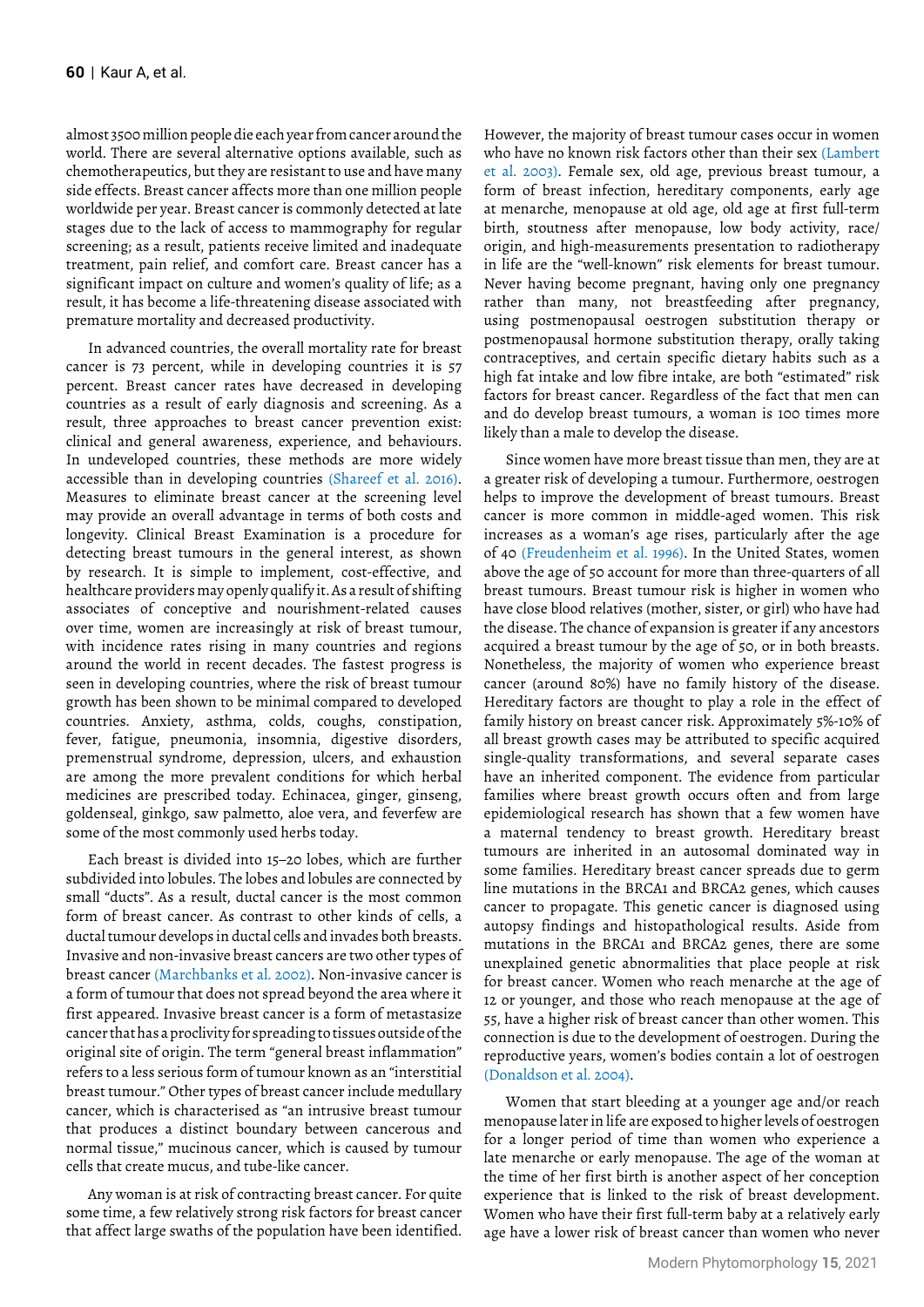almost 3500 million people die each year from cancer around the world. There are several alternative options available, such as chemotherapeutics, but they are resistant to use and have many side effects. Breast cancer affects more than one million people worldwide per year. Breast cancer is commonly detected at late stages due to the lack of access to mammography for regular screening; as a result, patients receive limited and inadequate treatment, pain relief, and comfort care. Breast cancer has a significant impact on culture and women's quality of life; as a result, it has become a life-threatening disease associated with premature mortality and decreased productivity.

In advanced countries, the overall mortality rate for breast cancer is 73 percent, while in developing countries it is 57 percent. Breast cancer rates have decreased in developing countries as a result of early diagnosis and screening. As a result, three approaches to breast cancer prevention exist: clinical and general awareness, experience, and behaviours. In undeveloped countries, these methods are more widely accessible than in developing countries (Shareef et al. 2016). Measures to eliminate breast cancer at the screening level may provide an overall advantage in terms of both costs and longevity. Clinical Breast Examination is a procedure for detecting breast tumours in the general interest, as shown by research. It is simple to implement, cost-effective, and healthcare providers may openly qualify it. As a result of shifting associates of conceptive and nourishment-related causes over time, women are increasingly at risk of breast tumour, with incidence rates rising in many countries and regions around the world in recent decades. The fastest progress is seen in developing countries, where the risk of breast tumour growth has been shown to be minimal compared to developed countries. Anxiety, asthma, colds, coughs, constipation, fever, fatigue, pneumonia, insomnia, digestive disorders, premenstrual syndrome, depression, ulcers, and exhaustion are among the more prevalent conditions for which herbal medicines are prescribed today. Echinacea, ginger, ginseng, goldenseal, ginkgo, saw palmetto, aloe vera, and feverfew are some of the most commonly used herbs today.

Each breast is divided into 15–20 lobes, which are further subdivided into lobules. The lobes and lobules are connected by small "ducts". As a result, ductal cancer is the most common form of breast cancer. As contrast to other kinds of cells, a ductal tumour develops in ductal cells and invades both breasts. Invasive and non-invasive breast cancers are two other types of breast cancer (Marchbanks et al. 2002). Non-invasive cancer is a form of tumour that does not spread beyond the area where it first appeared. Invasive breast cancer is a form of metastasize cancer that has a proclivity for spreading to tissues outside of the original site of origin. The term "general breast inflammation" refers to a less serious form of tumour known as an "interstitial breast tumour." Other types of breast cancer include medullary cancer, which is characterised as "an intrusive breast tumour that produces a distinct boundary between cancerous and normal tissue," mucinous cancer, which is caused by tumour cells that create mucus, and tube-like cancer.

Any woman is at risk of contracting breast cancer. For quite some time, a few relatively strong risk factors for breast cancer that affect large swaths of the population have been identified. However, the majority of breast tumour cases occur in women who have no known risk factors other than their sex (Lambert et al. 2003). Female sex, old age, previous breast tumour, a form of breast infection, hereditary components, early age at menarche, menopause at old age, old age at first full-term birth, stoutness after menopause, low body activity, race/origin, and high-measurements presentation to radiotherapy in life are the "well-known" risk elements for breast tumour. Never having become pregnant, having only one pregnancy rather than many, not breastfeeding after pregnancy, using postmenopausal oestrogen substitution therapy or postmenopausal hormone substitution therapy, orally taking contraceptives, and certain specific dietary habits such as a high fat intake and low fibre intake, are both "estimated" risk factors for breast cancer. Regardless of the fact that men can and do develop breast tumours, a woman is 100 times more likely than a male to develop the disease.

Since women have more breast tissue than men, they are at a greater risk of developing a tumour. Furthermore, oestrogen helps to improve the development of breast tumours. Breast cancer is more common in middle-aged women. This risk increases as a woman's age rises, particularly after the age of 40 (Freudenheim et al. 1996). In the United States, women above the age of 50 account for more than three-quarters of all breast tumours. Breast tumour risk is higher in women who have close blood relatives (mother, sister, or girl) who have had the disease. The chance of expansion is greater if any ancestors acquired a breast tumour by the age of 50, or in both breasts. Nonetheless, the majority of women who experience breast cancer (around 80%) have no family history of the disease. Hereditary factors are thought to play a role in the effect of family history on breast cancer risk. Approximately 5%-10% of all breast growth cases may be attributed to specific acquired single-quality transformations, and several separate cases have an inherited component. The evidence from particular families where breast growth occurs often and from large epidemiological research has shown that a few women have a maternal tendency to breast growth. Hereditary breast tumours are inherited in an autosomal dominated way in some families. Hereditary breast cancer spreads due to germ line mutations in the BRCA1 and BRCA2 genes, which causes cancer to propagate. This genetic cancer is diagnosed using autopsy findings and histopathological results. Aside from mutations in the BRCA1 and BRCA2 genes, there are some unexplained genetic abnormalities that place people at risk for breast cancer. Women who reach menarche at the age of 12 or younger, and those who reach menopause at the age of 55, have a higher risk of breast cancer than other women. This connection is due to the development of oestrogen. During the reproductive years, women's bodies contain a lot of oestrogen (Donaldson et al. 2004).

Women that start bleeding at a younger age and/or reach menopause later in life are exposed to higher levels of oestrogen for a longer period of time than women who experience a late menarche or early menopause. The age of the woman at the time of her first birth is another aspect of her conception experience that is linked to the risk of breast development. Women who have their first full-term baby at a relatively early age have a lower risk of breast cancer than women who never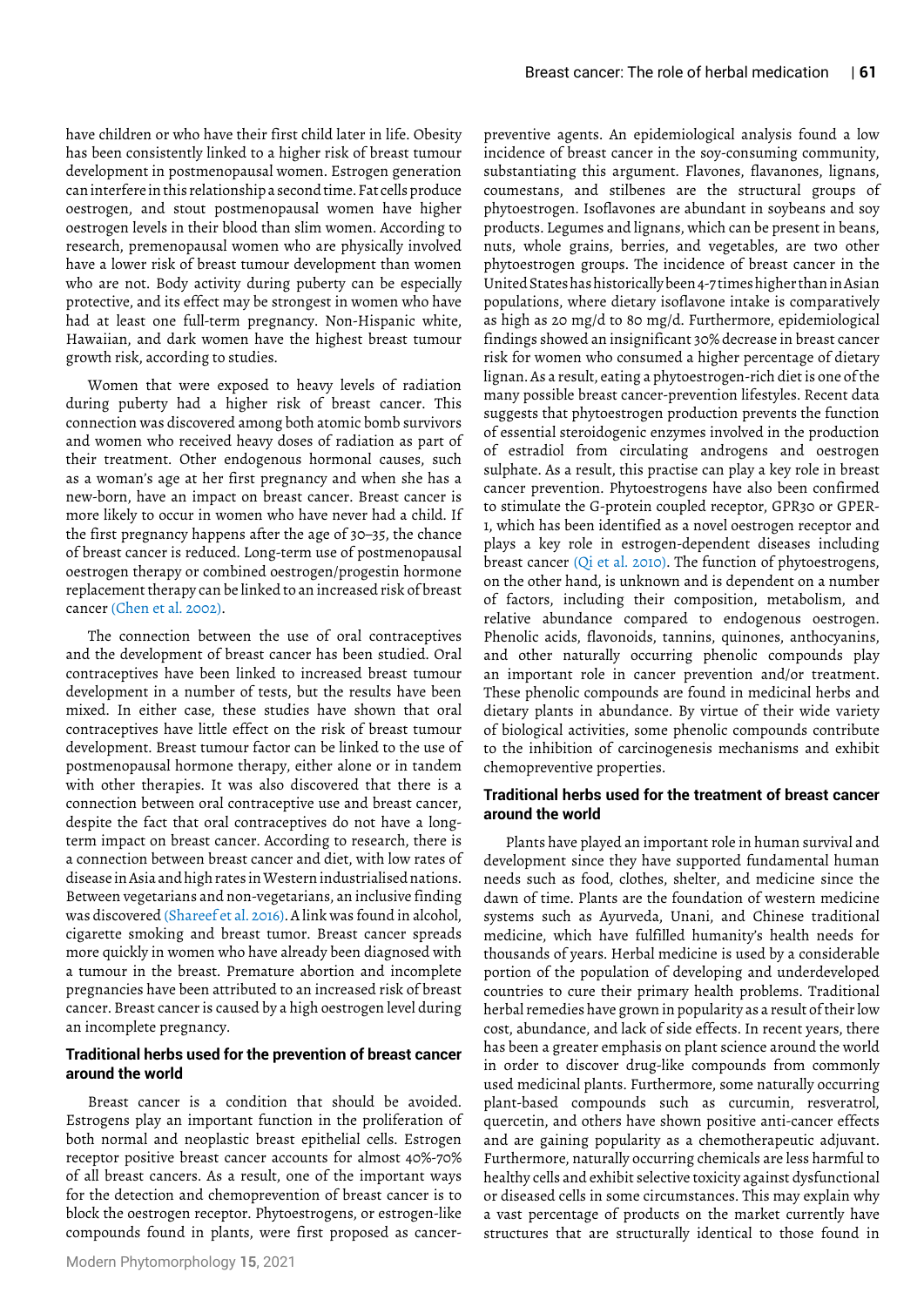have children or who have their first child later in life. Obesity has been consistently linked to a higher risk of breast tumour development in postmenopausal women. Estrogen generation can interfere in this relationship a second time. Fat cells produce oestrogen, and stout postmenopausal women have higher oestrogen levels in their blood than slim women. According to research, premenopausal women who are physically involved have a lower risk of breast tumour development than women who are not. Body activity during puberty can be especially protective, and its effect may be strongest in women who have had at least one full-term pregnancy. Non-Hispanic white, Hawaiian, and dark women have the highest breast tumour growth risk, according to studies.

Women that were exposed to heavy levels of radiation during puberty had a higher risk of breast cancer. This connection was discovered among both atomic bomb survivors and women who received heavy doses of radiation as part of their treatment. Other endogenous hormonal causes, such as a woman's age at her first pregnancy and when she has a new-born, have an impact on breast cancer. Breast cancer is more likely to occur in women who have never had a child. If the first pregnancy happens after the age of 30–35, the chance of breast cancer is reduced. Long-term use of postmenopausal oestrogen therapy or combined oestrogen/progestin hormone replacement therapy can be linked to an increased risk of breast cancer (Chen et al. 2002).

The connection between the use of oral contraceptives and the development of breast cancer has been studied. Oral contraceptives have been linked to increased breast tumour development in a number of tests, but the results have been mixed. In either case, these studies have shown that oral contraceptives have little effect on the risk of breast tumour development. Breast tumour factor can be linked to the use of postmenopausal hormone therapy, either alone or in tandem with other therapies. It was also discovered that there is a connection between oral contraceptive use and breast cancer, despite the fact that oral contraceptives do not have a long-term impact on breast cancer. According to research, there is a connection between breast cancer and diet, with low rates of disease in Asia and high rates in Western industrialised nations. Between vegetarians and non-vegetarians, an inclusive finding was discovered (Shareef et al. 2016). A link was found in alcohol, cigarette smoking and breast tumor. Breast cancer spreads more quickly in women who have already been diagnosed with a tumour in the breast. Premature abortion and incomplete pregnancies have been attributed to an increased risk of breast cancer. Breast cancer is caused by a high oestrogen level during an incomplete pregnancy.

## Traditional herbs used for the prevention of breast cancer around the world

Breast cancer is a condition that should be avoided. Estrogens play an important function in the proliferation of both normal and neoplastic breast epithelial cells. Estrogen receptor positive breast cancer accounts for almost 40%-70% of all breast cancers. As a result, one of the important ways for the detection and chemoprevention of breast cancer is to block the oestrogen receptor. Phytoestrogens, or estrogen-like compounds found in plants, were first proposed as cancer-preventive agents. An epidemiological analysis found a low incidence of breast cancer in the soy-consuming community, substantiating this argument. Flavones, flavanones, lignans, coumestans, and stilbenes are the structural groups of phytoestrogen. Isoflavones are abundant in soybeans and soy products. Legumes and lignans, which can be present in beans, nuts, whole grains, berries, and vegetables, are two other phytoestrogen groups. The incidence of breast cancer in the United States has historically been 4-7 times higher than in Asian populations, where dietary isoflavone intake is comparatively as high as 20 mg/d to 80 mg/d. Furthermore, epidemiological findings showed an insignificant 30% decrease in breast cancer risk for women who consumed a higher percentage of dietary lignan. As a result, eating a phytoestrogen-rich diet is one of the many possible breast cancer-prevention lifestyles. Recent data suggests that phytoestrogen production prevents the function of essential steroidogenic enzymes involved in the production of estradiol from circulating androgens and oestrogen sulphate. As a result, this practise can play a key role in breast cancer prevention. Phytoestrogens have also been confirmed to stimulate the G-protein coupled receptor, GPR30 or GPER-1, which has been identified as a novel oestrogen receptor and plays a key role in estrogen-dependent diseases including breast cancer (Qi et al. 2010). The function of phytoestrogens, on the other hand, is unknown and is dependent on a number of factors, including their composition, metabolism, and relative abundance compared to endogenous oestrogen. Phenolic acids, flavonoids, tannins, quinones, anthocyanins, and other naturally occurring phenolic compounds play an important role in cancer prevention and/or treatment. These phenolic compounds are found in medicinal herbs and dietary plants in abundance. By virtue of their wide variety of biological activities, some phenolic compounds contribute to the inhibition of carcinogenesis mechanisms and exhibit chemopreventive properties.

## Traditional herbs used for the treatment of breast cancer around the world

Plants have played an important role in human survival and development since they have supported fundamental human needs such as food, clothes, shelter, and medicine since the dawn of time. Plants are the foundation of western medicine systems such as Ayurveda, Unani, and Chinese traditional medicine, which have fulfilled humanity's health needs for thousands of years. Herbal medicine is used by a considerable portion of the population of developing and underdeveloped countries to cure their primary health problems. Traditional herbal remedies have grown in popularity as a result of their low cost, abundance, and lack of side effects. In recent years, there has been a greater emphasis on plant science around the world in order to discover drug-like compounds from commonly used medicinal plants. Furthermore, some naturally occurring plant-based compounds such as curcumin, resveratrol, quercetin, and others have shown positive anti-cancer effects and are gaining popularity as a chemotherapeutic adjuvant. Furthermore, naturally occurring chemicals are less harmful to healthy cells and exhibit selective toxicity against dysfunctional or diseased cells in some circumstances. This may explain why a vast percentage of products on the market currently have structures that are structurally identical to those found in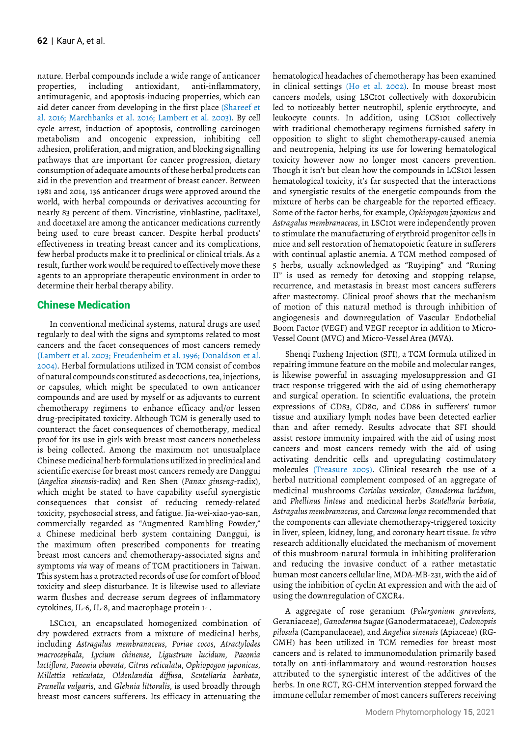nature. Herbal compounds include a wide range of anticancer properties, including antioxidant, anti-inflammatory, antimutagenic, and apoptosis-inducing properties, which can aid deter cancer from developing in the first place (Shareef et al. 2016; Marchbanks et al. 2016; Lambert et al. 2003). By cell cycle arrest, induction of apoptosis, controlling carcinogen metabolism and oncogenic expression, inhibiting cell adhesion, proliferation, and migration, and blocking signalling pathways that are important for cancer progression, dietary consumption of adequate amounts of these herbal products can aid in the prevention and treatment of breast cancer. Between 1981 and 2014, 136 anticancer drugs were approved around the world, with herbal compounds or derivatives accounting for nearly 83 percent of them. Vincristine, vinblastine, paclitaxel, and docetaxel are among the anticancer medications currently being used to cure breast cancer. Despite herbal products' effectiveness in treating breast cancer and its complications, few herbal products make it to preclinical or clinical trials. As a result, further work would be required to effectively move these agents to an appropriate therapeutic environment in order to determine their herbal therapy ability.

## Chinese Medication

In conventional medicinal systems, natural drugs are used regularly to deal with the signs and symptoms related to most cancers and the facet consequences of most cancers remedy (Lambert et al. 2003; Freudenheim et al. 1996; Donaldson et al. 2004). Herbal formulations utilized in TCM consist of combos of natural compounds constituted as decoctions, tea, injections, or capsules, which might be speculated to own anticancer compounds and are used by myself or as adjuvants to current chemotherapy regimens to enhance efficacy and/or lessen drug-precipitated toxicity. Although TCM is generally used to counteract the facet consequences of chemotherapy, medical proof for its use in girls with breast most cancers nonetheless is being collected. Among the maximum not unusualplace Chinese medicinal herb formulations utilized in preclinical and scientific exercise for breast most cancers remedy are Danggui (*Angelica sinensis*-radix) and Ren Shen (*Panax ginseng*-radix), which might be stated to have capability useful synergistic consequences that consist of reducing remedy-related toxicity, psychosocial stress, and fatigue. Jia-wei-xiao-yao-san, commercially regarded as "Augmented Rambling Powder," a Chinese medicinal herb system containing Danggui, is the maximum often prescribed components for treating breast most cancers and chemotherapy-associated signs and symptoms *via* way of means of TCM practitioners in Taiwan. This system has a protracted records of use for comfort of blood toxicity and sleep disturbance. It is likewise used to alleviate warm flushes and decrease serum degrees of inflammatory cytokines, IL-6, IL-8, and macrophage protein 1- .

LSC101, an encapsulated homogenized combination of dry powdered extracts from a mixture of medicinal herbs, including *Astragalus membranaceus*, *Poriae cocos*, *Atractylodes macrocephala*, *Lycium chinense*, *Ligustrum lucidum*, *Paeonia lactiflora*, *Paeonia obovata*, *Citrus reticulata*, *Ophiopogon japonicus*, *Millettia reticulata*, *Oldenlandia diffusa*, *Scutellaria barbata*, *Prunella vulgaris*, and *Glehnia littoralis*, is used broadly through breast most cancers sufferers. Its efficacy in attenuating the hematological headaches of chemotherapy has been examined in clinical settings (Ho et al. 2002). In mouse breast most cancers models, using LSC101 collectively with doxorubicin led to noticeably better neutrophil, splenic erythrocyte, and leukocyte counts. In addition, using LCS101 collectively with traditional chemotherapy regimens furnished safety in opposition to slight to slight chemotherapy-caused anemia and neutropenia, helping its use for lowering hematological toxicity however now no longer most cancers prevention. Though it isn't but clean how the compounds in LCS101 lessen hematological toxicity, it's far suspected that the interactions and synergistic results of the energetic compounds from the mixture of herbs can be chargeable for the reported efficacy. Some of the factor herbs, for example, *Ophiopogon japonicus* and *Astragalus membranaceus*, in LSC101 were independently proven to stimulate the manufacturing of erythroid progenitor cells in mice and sell restoration of hematopoietic feature in sufferers with continual aplastic anemia. A TCM method composed of 5 herbs, usually acknowledged as "Ruyiping" and "Runing II" is used as remedy for detoxing and stopping relapse, recurrence, and metastasis in breast most cancers sufferers after mastectomy. Clinical proof shows that the mechanism of motion of this natural method is through inhibition of angiogenesis and downregulation of Vascular Endothelial Boom Factor (VEGF) and VEGF receptor in addition to Micro-Vessel Count (MVC) and Micro-Vessel Area (MVA).

Shenqi Fuzheng Injection (SFI), a TCM formula utilized in repairing immune feature on the mobile and molecular ranges, is likewise powerful in assuaging myelosuppression and GI tract response triggered with the aid of using chemotherapy and surgical operation. In scientific evaluations, the protein expressions of CD83, CD80, and CD86 in sufferers' tumor tissue and auxiliary lymph nodes have been detected earlier than and after remedy. Results advocate that SFI should assist restore immunity impaired with the aid of using most cancers and most cancers remedy with the aid of using activating dendritic cells and upregulating costimulatory molecules (Treasure 2005). Clinical research the use of a herbal nutritional complement composed of an aggregate of medicinal mushrooms *Coriolus versicolor*, *Ganoderma lucidum*, and *Phellinus linteus* and medicinal herbs *Scutellaria barbata*, *Astragalus membranaceus*, and *Curcuma longa* recommended that the components can alleviate chemotherapy-triggered toxicity in liver, spleen, kidney, lung, and coronary heart tissue. *In vitro* research additionally elucidated the mechanism of movement of this mushroom-natural formula in inhibiting proliferation and reducing the invasive conduct of a rather metastatic human most cancers cellular line, MDA-MB-231, with the aid of using the inhibition of cyclin A1 expression and with the aid of using the downregulation of CXCR4.

A aggregate of rose geranium (*Pelargonium graveolens*, Geraniaceae), *Ganoderma tsugae* (Ganodermataceae), *Codonopsis pilosula* (Campanulaceae), and *Angelica sinensis* (Apiaceae) (RG-CMH) has been utilized in TCM remedies for breast most cancers and is related to immunomodulation primarily based totally on anti-inflammatory and wound-restoration houses attributed to the synergistic interest of the additives of the herbs. In one RCT, RG-CHM intervention stepped forward the immune cellular remember of most cancers sufferers receiving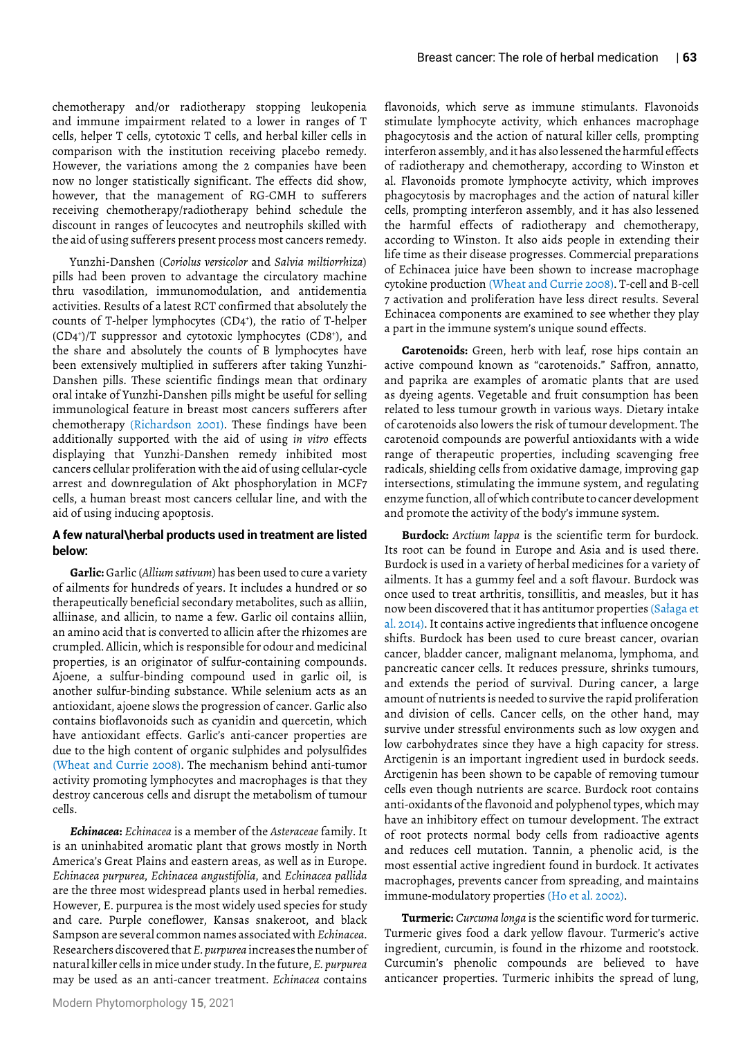chemotherapy and/or radiotherapy stopping leukopenia and immune impairment related to a lower in ranges of T cells, helper T cells, cytotoxic T cells, and herbal killer cells in comparison with the institution receiving placebo remedy. However, the variations among the 2 companies have been now no longer statistically significant. The effects did show, however, that the management of RG-CMH to sufferers receiving chemotherapy/radiotherapy behind schedule the discount in ranges of leucocytes and neutrophils skilled with the aid of using sufferers present process most cancers remedy.

Yunzhi-Danshen (*Coriolus versicolor* and *Salvia miltiorrhiza*) pills had been proven to advantage the circulatory machine thru vasodilation, immunomodulation, and antidementia activities. Results of a latest RCT confirmed that absolutely the counts of T-helper lymphocytes ($CD4^+$), the ratio of T-helper ($CD4^+$)/T suppressor and cytotoxic lymphocytes ($CD8^+$), and the share and absolutely the counts of B lymphocytes have been extensively multiplied in sufferers after taking Yunzhi-Danshen pills. These scientific findings mean that ordinary oral intake of Yunzhi-Danshen pills might be useful for selling immunological feature in breast most cancers sufferers after chemotherapy (Richardson 2001). These findings have been additionally supported with the aid of using *in vitro* effects displaying that Yunzhi-Danshen remedy inhibited most cancers cellular proliferation with the aid of using cellular-cycle arrest and downregulation of Akt phosphorylation in MCF7 cells, a human breast most cancers cellular line, and with the aid of using inducing apoptosis.

### A few natural\herbal products used in treatment are listed below:

**Garlic:** Garlic (*Allium sativum*) has been used to cure a variety of ailments for hundreds of years. It includes a hundred or so therapeutically beneficial secondary metabolites, such as alliin, alliinase, and allicin, to name a few. Garlic oil contains alliin, an amino acid that is converted to allicin after the rhizomes are crumpled. Allicin, which is responsible for odour and medicinal properties, is an originator of sulfur-containing compounds. Ajoene, a sulfur-binding compound used in garlic oil, is another sulfur-binding substance. While selenium acts as an antioxidant, ajoene slows the progression of cancer. Garlic also contains bioflavonoids such as cyanidin and quercetin, which have antioxidant effects. Garlic's anti-cancer properties are due to the high content of organic sulphides and polysulfides (Wheat and Currie 2008). The mechanism behind anti-tumor activity promoting lymphocytes and macrophages is that they destroy cancerous cells and disrupt the metabolism of tumour cells.

***Echinacea*:** *Echinacea* is a member of the *Asteraceae* family. It is an uninhabited aromatic plant that grows mostly in North America's Great Plains and eastern areas, as well as in Europe. *Echinacea purpurea*, *Echinacea angustifolia*, and *Echinacea pallida* are the three most widespread plants used in herbal remedies. However, E. purpurea is the most widely used species for study and care. Purple coneflower, Kansas snakeroot, and black Sampson are several common names associated with *Echinacea*. Researchers discovered that *E. purpurea* increases the number of natural killer cells in mice under study. In the future, *E. purpurea* may be used as an anti-cancer treatment. *Echinacea* contains flavonoids, which serve as immune stimulants. Flavonoids stimulate lymphocyte activity, which enhances macrophage phagocytosis and the action of natural killer cells, prompting interferon assembly, and it has also lessened the harmful effects of radiotherapy and chemotherapy, according to Winston et al. Flavonoids promote lymphocyte activity, which improves phagocytosis by macrophages and the action of natural killer cells, prompting interferon assembly, and it has also lessened the harmful effects of radiotherapy and chemotherapy, according to Winston. It also aids people in extending their life time as their disease progresses. Commercial preparations of Echinacea juice have been shown to increase macrophage cytokine production (Wheat and Currie 2008). T-cell and B-cell 7 activation and proliferation have less direct results. Several Echinacea components are examined to see whether they play a part in the immune system's unique sound effects.

**Carotenoids:** Green, herb with leaf, rose hips contain an active compound known as "carotenoids." Saffron, annatto, and paprika are examples of aromatic plants that are used as dyeing agents. Vegetable and fruit consumption has been related to less tumour growth in various ways. Dietary intake of carotenoids also lowers the risk of tumour development. The carotenoid compounds are powerful antioxidants with a wide range of therapeutic properties, including scavenging free radicals, shielding cells from oxidative damage, improving gap intersections, stimulating the immune system, and regulating enzyme function, all of which contribute to cancer development and promote the activity of the body's immune system.

**Burdock:** *Arctium lappa* is the scientific term for burdock. Its root can be found in Europe and Asia and is used there. Burdock is used in a variety of herbal medicines for a variety of ailments. It has a gummy feel and a soft flavour. Burdock was once used to treat arthritis, tonsillitis, and measles, but it has now been discovered that it has antitumor properties (Salaga et al. 2014). It contains active ingredients that influence oncogene shifts. Burdock has been used to cure breast cancer, ovarian cancer, bladder cancer, malignant melanoma, lymphoma, and pancreatic cancer cells. It reduces pressure, shrinks tumours, and extends the period of survival. During cancer, a large amount of nutrients is needed to survive the rapid proliferation and division of cells. Cancer cells, on the other hand, may survive under stressful environments such as low oxygen and low carbohydrates since they have a high capacity for stress. Arctigenin is an important ingredient used in burdock seeds. Arctigenin has been shown to be capable of removing tumour cells even though nutrients are scarce. Burdock root contains anti-oxidants of the flavonoid and polyphenol types, which may have an inhibitory effect on tumour development. The extract of root protects normal body cells from radioactive agents and reduces cell mutation. Tannin, a phenolic acid, is the most essential active ingredient found in burdock. It activates macrophages, prevents cancer from spreading, and maintains immune-modulatory properties (Ho et al. 2002).

**Turmeric:** *Curcuma longa* is the scientific word for turmeric. Turmeric gives food a dark yellow flavour. Turmeric's active ingredient, curcumin, is found in the rhizome and rootstock. Curcumin's phenolic compounds are believed to have anticancer properties. Turmeric inhibits the spread of lung,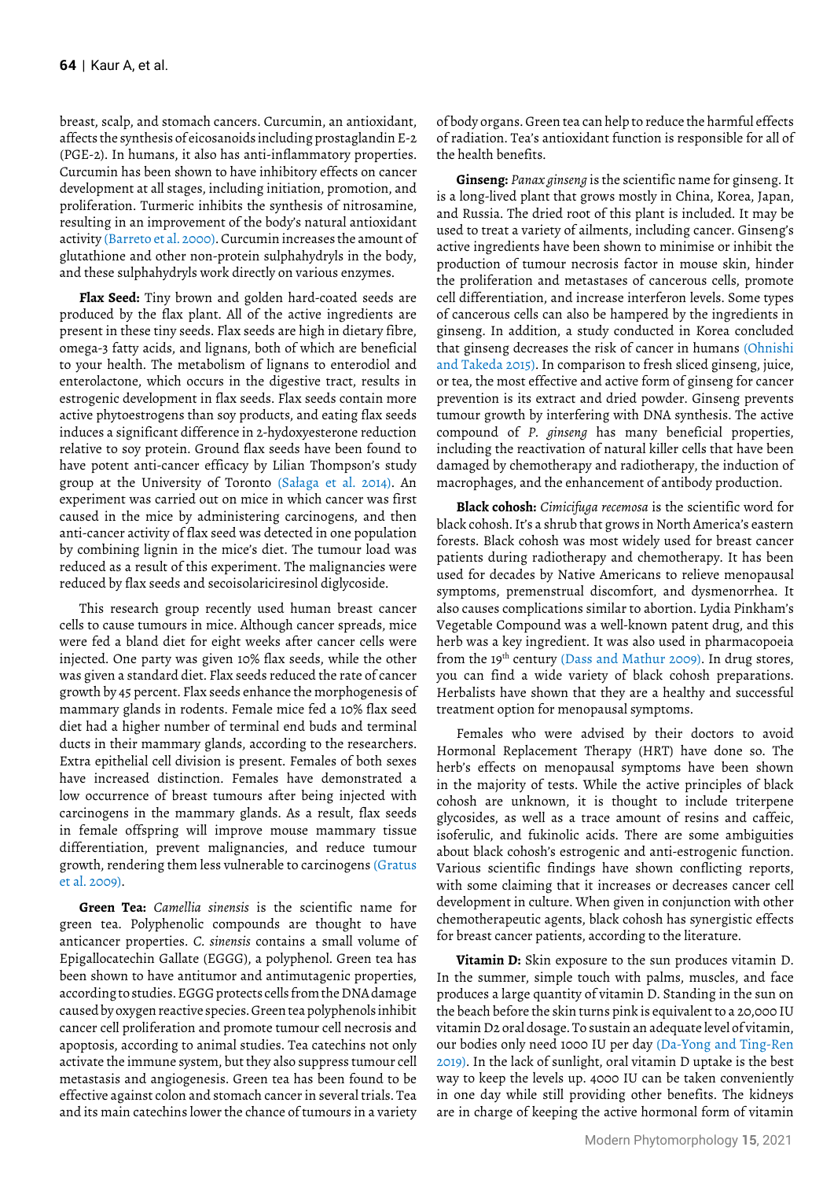breast, scalp, and stomach cancers. Curcumin, an antioxidant, affects the synthesis of eicosanoids including prostaglandin E-2 (PGE-2). In humans, it also has anti-inflammatory properties. Curcumin has been shown to have inhibitory effects on cancer development at all stages, including initiation, promotion, and proliferation. Turmeric inhibits the synthesis of nitrosamine, resulting in an improvement of the body's natural antioxidant activity (Barreto et al. 2000). Curcumin increases the amount of glutathione and other non-protein sulphahydryls in the body, and these sulphahydryls work directly on various enzymes.

**Flax Seed:** Tiny brown and golden hard-coated seeds are produced by the flax plant. All of the active ingredients are present in these tiny seeds. Flax seeds are high in dietary fibre, omega-3 fatty acids, and lignans, both of which are beneficial to your health. The metabolism of lignans to enterodiol and enterolactone, which occurs in the digestive tract, results in estrogenic development in flax seeds. Flax seeds contain more active phytoestrogens than soy products, and eating flax seeds induces a significant difference in 2-hydoxyesterone reduction relative to soy protein. Ground flax seeds have been found to have potent anti-cancer efficacy by Lilian Thompson's study group at the University of Toronto (Sałaga et al. 2014). An experiment was carried out on mice in which cancer was first caused in the mice by administering carcinogens, and then anti-cancer activity of flax seed was detected in one population by combining lignin in the mice's diet. The tumour load was reduced as a result of this experiment. The malignancies were reduced by flax seeds and secoisolariciresinol diglycoside.

This research group recently used human breast cancer cells to cause tumours in mice. Although cancer spreads, mice were fed a bland diet for eight weeks after cancer cells were injected. One party was given 10% flax seeds, while the other was given a standard diet. Flax seeds reduced the rate of cancer growth by 45 percent. Flax seeds enhance the morphogenesis of mammary glands in rodents. Female mice fed a 10% flax seed diet had a higher number of terminal end buds and terminal ducts in their mammary glands, according to the researchers. Extra epithelial cell division is present. Females of both sexes have increased distinction. Females have demonstrated a low occurrence of breast tumours after being injected with carcinogens in the mammary glands. As a result, flax seeds in female offspring will improve mouse mammary tissue differentiation, prevent malignancies, and reduce tumour growth, rendering them less vulnerable to carcinogens (Gratus et al. 2009).

**Green Tea:** *Camellia sinensis* is the scientific name for green tea. Polyphenolic compounds are thought to have anticancer properties. *C. sinensis* contains a small volume of Epigallocatechin Gallate (EGGG), a polyphenol. Green tea has been shown to have antitumor and antimutagenic properties, according to studies. EGGG protects cells from the DNA damage caused by oxygen reactive species. Green tea polyphenols inhibit cancer cell proliferation and promote tumour cell necrosis and apoptosis, according to animal studies. Tea catechins not only activate the immune system, but they also suppress tumour cell metastasis and angiogenesis. Green tea has been found to be effective against colon and stomach cancer in several trials. Tea and its main catechins lower the chance of tumours in a variety of body organs. Green tea can help to reduce the harmful effects of radiation. Tea's antioxidant function is responsible for all of the health benefits.

**Ginseng:** *Panax ginseng* is the scientific name for ginseng. It is a long-lived plant that grows mostly in China, Korea, Japan, and Russia. The dried root of this plant is included. It may be used to treat a variety of ailments, including cancer. Ginseng's active ingredients have been shown to minimise or inhibit the production of tumour necrosis factor in mouse skin, hinder the proliferation and metastases of cancerous cells, promote cell differentiation, and increase interferon levels. Some types of cancerous cells can also be hampered by the ingredients in ginseng. In addition, a study conducted in Korea concluded that ginseng decreases the risk of cancer in humans (Ohnishi and Takeda 2015). In comparison to fresh sliced ginseng, juice, or tea, the most effective and active form of ginseng for cancer prevention is its extract and dried powder. Ginseng prevents tumour growth by interfering with DNA synthesis. The active compound of *P. ginseng* has many beneficial properties, including the reactivation of natural killer cells that have been damaged by chemotherapy and radiotherapy, the induction of macrophages, and the enhancement of antibody production.

**Black cohosh:** *Cimicifuga recemosa* is the scientific word for black cohosh. It's a shrub that grows in North America's eastern forests. Black cohosh was most widely used for breast cancer patients during radiotherapy and chemotherapy. It has been used for decades by Native Americans to relieve menopausal symptoms, premenstrual discomfort, and dysmenorrhea. It also causes complications similar to abortion. Lydia Pinkham's Vegetable Compound was a well-known patent drug, and this herb was a key ingredient. It was also used in pharmacopoeia from the 19th century (Dass and Mathur 2009). In drug stores, you can find a wide variety of black cohosh preparations. Herbalists have shown that they are a healthy and successful treatment option for menopausal symptoms.

Females who were advised by their doctors to avoid Hormonal Replacement Therapy (HRT) have done so. The herb's effects on menopausal symptoms have been shown in the majority of tests. While the active principles of black cohosh are unknown, it is thought to include triterpene glycosides, as well as a trace amount of resins and caffeic, isoferulic, and fukinolic acids. There are some ambiguities about black cohosh's estrogenic and anti-estrogenic function. Various scientific findings have shown conflicting reports, with some claiming that it increases or decreases cancer cell development in culture. When given in conjunction with other chemotherapeutic agents, black cohosh has synergistic effects for breast cancer patients, according to the literature.

**Vitamin D:** Skin exposure to the sun produces vitamin D. In the summer, simple touch with palms, muscles, and face produces a large quantity of vitamin D. Standing in the sun on the beach before the skin turns pink is equivalent to a 20,000 IU vitamin D2 oral dosage. To sustain an adequate level of vitamin, our bodies only need 1000 IU per day (Da-Yong and Ting-Ren 2019). In the lack of sunlight, oral vitamin D uptake is the best way to keep the levels up. 4000 IU can be taken conveniently in one day while still providing other benefits. The kidneys are in charge of keeping the active hormonal form of vitamin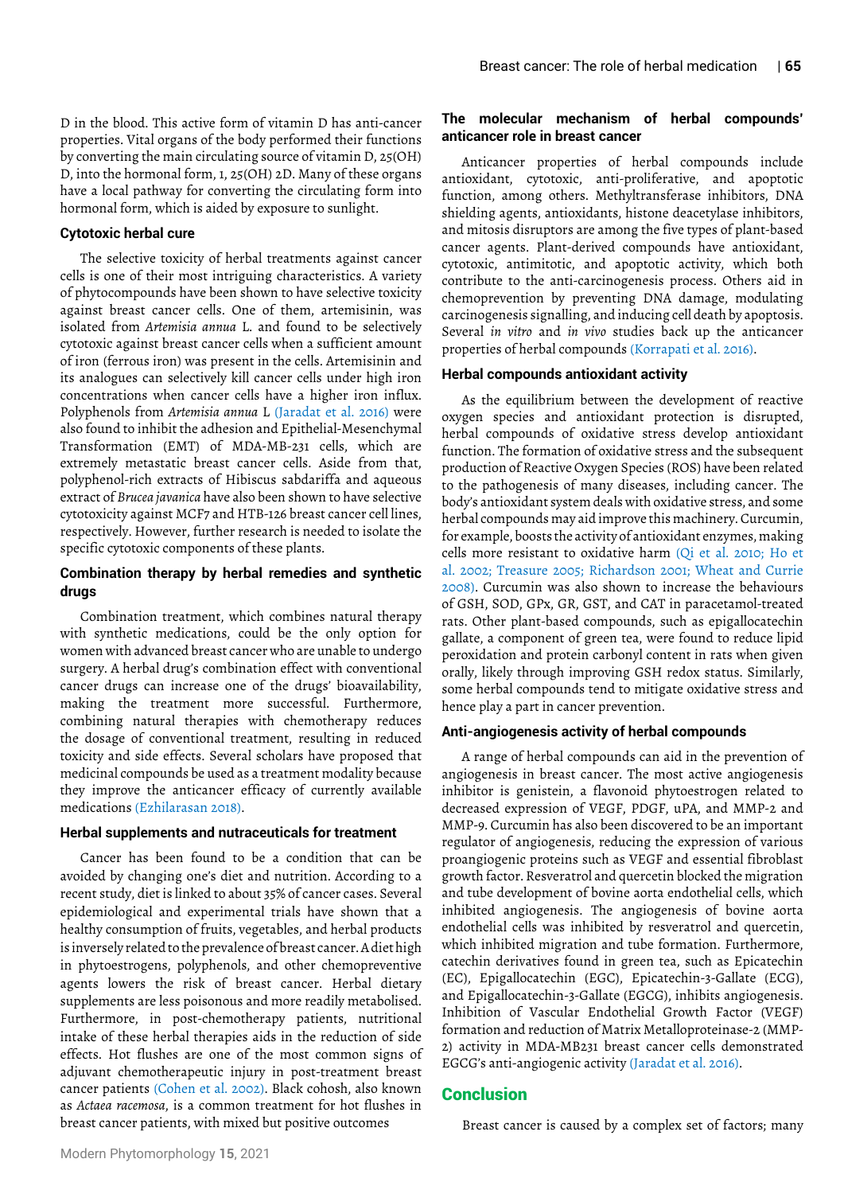D in the blood. This active form of vitamin D has anti-cancer properties. Vital organs of the body performed their functions by converting the main circulating source of vitamin D, 25(OH) D, into the hormonal form, 1, 25(OH) 2D. Many of these organs have a local pathway for converting the circulating form into hormonal form, which is aided by exposure to sunlight.

### Cytotoxic herbal cure

The selective toxicity of herbal treatments against cancer cells is one of their most intriguing characteristics. A variety of phytocompounds have been shown to have selective toxicity against breast cancer cells. One of them, artemisinin, was isolated from *Artemisia annua* L. and found to be selectively cytotoxic against breast cancer cells when a sufficient amount of iron (ferrous iron) was present in the cells. Artemisinin and its analogues can selectively kill cancer cells under high iron concentrations when cancer cells have a higher iron influx. Polyphenols from *Artemisia annua* (Jaradat et al. 2016) were also found to inhibit the adhesion and Epithelial-Mesenchymal Transformation (EMT) of MDA-MB-231 cells, which are extremely metastatic breast cancer cells. Aside from that, polyphenol-rich extracts of Hibiscus sabdariffa and aqueous extract of *Brucea javanica* have also been shown to have selective cytotoxicity against MCF7 and HTB-126 breast cancer cell lines, respectively. However, further research is needed to isolate the specific cytotoxic components of these plants.

### Combination therapy by herbal remedies and synthetic drugs

Combination treatment, which combines natural therapy with synthetic medications, could be the only option for women with advanced breast cancer who are unable to undergo surgery. A herbal drug's combination effect with conventional cancer drugs can increase one of the drugs' bioavailability, making the treatment more successful. Furthermore, combining natural therapies with chemotherapy reduces the dosage of conventional treatment, resulting in reduced toxicity and side effects. Several scholars have proposed that medicinal compounds be used as a treatment modality because they improve the anticancer efficacy of currently available medications (Ezhilarasan 2018).

### Herbal supplements and nutraceuticals for treatment

Cancer has been found to be a condition that can be avoided by changing one's diet and nutrition. According to a recent study, diet is linked to about 35% of cancer cases. Several epidemiological and experimental trials have shown that a healthy consumption of fruits, vegetables, and herbal products is inversely related to the prevalence of breast cancer. A diet high in phytoestrogens, polyphenols, and other chemopreventive agents lowers the risk of breast cancer. Herbal dietary supplements are less poisonous and more readily metabolised. Furthermore, in post-chemotherapy patients, nutritional intake of these herbal therapies aids in the reduction of side effects. Hot flushes are one of the most common signs of adjuvant chemotherapeutic injury in post-treatment breast cancer patients (Cohen et al. 2002). Black cohosh, also known as *Actaea racemosa*, is a common treatment for hot flushes in breast cancer patients, with mixed but positive outcomes

### The molecular mechanism of herbal compounds' anticancer role in breast cancer

Anticancer properties of herbal compounds include antioxidant, cytotoxic, anti-proliferative, and apoptotic function, among others. Methyltransferase inhibitors, DNA shielding agents, antioxidants, histone deacetylase inhibitors, and mitosis disruptors are among the five types of plant-based cancer agents. Plant-derived compounds have antioxidant, cytotoxic, antimitotic, and apoptotic activity, which both contribute to the anti-carcinogenesis process. Others aid in chemoprevention by preventing DNA damage, modulating carcinogenesis signalling, and inducing cell death by apoptosis. Several *in vitro* and *in vivo* studies back up the anticancer properties of herbal compounds (Korrapati et al. 2016).

### Herbal compounds antioxidant activity

As the equilibrium between the development of reactive oxygen species and antioxidant protection is disrupted, herbal compounds of oxidative stress develop antioxidant function. The formation of oxidative stress and the subsequent production of Reactive Oxygen Species (ROS) have been related to the pathogenesis of many diseases, including cancer. The body's antioxidant system deals with oxidative stress, and some herbal compounds may aid improve this machinery. Curcumin, for example, boosts the activity of antioxidant enzymes, making cells more resistant to oxidative harm (Qi et al. 2010; Ho et al. 2002; Treasure 2005; Richardson 2001; Wheat and Currie 2008). Curcumin was also shown to increase the behaviours of GSH, SOD, GPx, GR, GST, and CAT in paracetamol-treated rats. Other plant-based compounds, such as epigallocatechin gallate, a component of green tea, were found to reduce lipid peroxidation and protein carbonyl content in rats when given orally, likely through improving GSH redox status. Similarly, some herbal compounds tend to mitigate oxidative stress and hence play a part in cancer prevention.

### Anti-angiogenesis activity of herbal compounds

A range of herbal compounds can aid in the prevention of angiogenesis in breast cancer. The most active angiogenesis inhibitor is genistein, a flavonoid phytoestrogen related to decreased expression of VEGF, PDGF, uPA, and MMP-2 and MMP-9. Curcumin has also been discovered to be an important regulator of angiogenesis, reducing the expression of various proangiogenic proteins such as VEGF and essential fibroblast growth factor. Resveratrol and quercetin blocked the migration and tube development of bovine aorta endothelial cells, which inhibited angiogenesis. The angiogenesis of bovine aorta endothelial cells was inhibited by resveratrol and quercetin, which inhibited migration and tube formation. Furthermore, catechin derivatives found in green tea, such as Epicatechin (EC), Epigallocatechin (EGC), Epicatechin-3-Gallate (ECG), and Epigallocatechin-3-Gallate (EGCG), inhibits angiogenesis. Inhibition of Vascular Endothelial Growth Factor (VEGF) formation and reduction of Matrix Metalloproteinase-2 (MMP-2) activity in MDA-MB231 breast cancer cells demonstrated EGCG's anti-angiogenic activity (Jaradat et al. 2016).

## Conclusion

Breast cancer is caused by a complex set of factors; many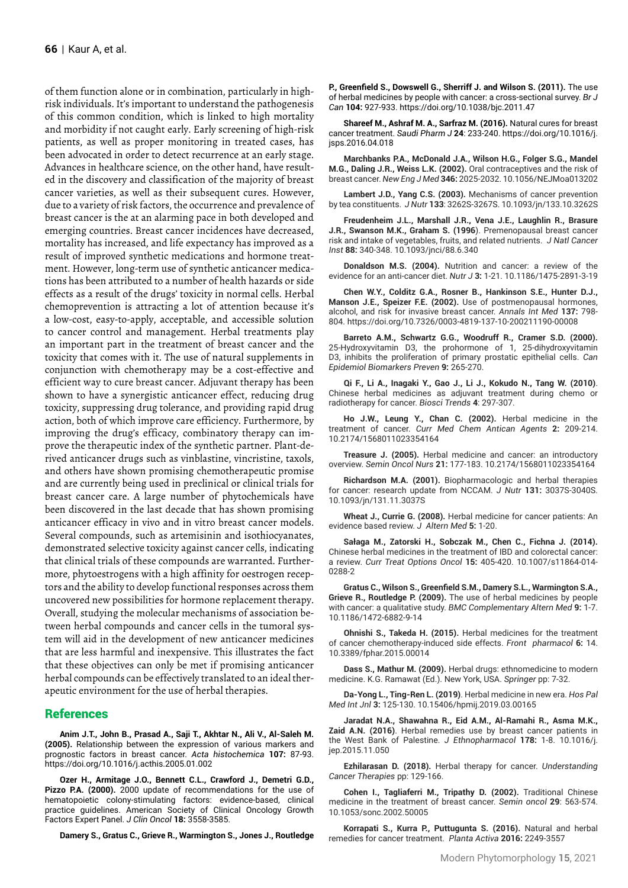of them function alone or in combination, particularly in high-risk individuals. It's important to understand the pathogenesis of this common condition, which is linked to high mortality and morbidity if not caught early. Early screening of high-risk patients, as well as proper monitoring in treated cases, has been advocated in order to detect recurrence at an early stage. Advances in healthcare science, on the other hand, have resulted in the discovery and classification of the majority of breast cancer varieties, as well as their subsequent cures. However, due to a variety of risk factors, the occurrence and prevalence of breast cancer is the at an alarming pace in both developed and emerging countries. Breast cancer incidences have decreased, mortality has increased, and life expectancy has improved as a result of improved synthetic medications and hormone treatment. However, long-term use of synthetic anticancer medications has been attributed to a number of health hazards or side effects as a result of the drugs' toxicity in normal cells. Herbal chemoprevention is attracting a lot of attention because it's a low-cost, easy-to-apply, acceptable, and accessible solution to cancer control and management. Herbal treatments play an important part in the treatment of breast cancer and the toxicity that comes with it. The use of natural supplements in conjunction with chemotherapy may be a cost-effective and efficient way to cure breast cancer. Adjuvant therapy has been shown to have a synergistic anticancer effect, reducing drug toxicity, suppressing drug tolerance, and providing rapid drug action, both of which improve care efficiency. Furthermore, by improving the drug's efficacy, combinatory therapy can improve the therapeutic index of the synthetic partner. Plant-derived anticancer drugs such as vinblastine, vincristine, taxols, and others have shown promising chemotherapeutic promise and are currently being used in preclinical or clinical trials for breast cancer care. A large number of phytochemicals have been discovered in the last decade that has shown promising anticancer efficacy in vivo and in vitro breast cancer models. Several compounds, such as artemisinin and isothiocyanates, demonstrated selective toxicity against cancer cells, indicating that clinical trials of these compounds are warranted. Furthermore, phytoestrogens with a high affinity for oestrogen receptors and the ability to develop functional responses across them uncovered new possibilities for hormone replacement therapy. Overall, studying the molecular mechanisms of association between herbal compounds and cancer cells in the tumoral system will aid in the development of new anticancer medicines that are less harmful and inexpensive. This illustrates the fact that these objectives can only be met if promising anticancer herbal compounds can be effectively translated to an ideal therapeutic environment for the use of herbal therapies.

## References

**Anim J.T., John B., Prasad A., Saji T., Akhtar N., Ali V., Al-Saleh M. (2005).** Relationship between the expression of various markers and prognostic factors in breast cancer. *Acta histochemica* **107:** 87-93. https://doi.org/10.1016/j.acthis.2005.01.002

**Ozer H., Armitage J.O., Bennett C.L., Crawford J., Demetri G.D., Pizzo P.A. (2000).** 2000 update of recommendations for the use of hematopoietic colony-stimulating factors: evidence-based, clinical practice guidelines. American Society of Clinical Oncology Growth Factors Expert Panel. *J Clin Oncol* **18:** 3558-3585.

**Damery S., Gratus C., Grieve R., Warmington S., Jones J., Routledge P., Greenfield S., Dowswell G., Sherriff J. and Wilson S. (2011).** The use of herbal medicines by people with cancer: a cross-sectional survey. *Br J Can* **104:** 927-933. https://doi.org/10.1038/bjc.2011.47

**Shareef M., Ashraf M. A., Sarfraz M. (2016).** Natural cures for breast cancer treatment. *Saudi Pharm J* **24**: 233-240. https://doi.org/10.1016/j.jsps.2016.04.018

**Marchbanks P.A., McDonald J.A., Wilson H.G., Folger S.G., Mandel M.G., Daling J.R., Weiss L.K. (2002).** Oral contraceptives and the risk of breast cancer. *New Eng J Med* **346:** 2025-2032. 10.1056/NEJMoa013202

**Lambert J.D., Yang C.S. (2003).** Mechanisms of cancer prevention by tea constituents. *J Nutr* **133**: 3262S-3267S. 10.1093/jn/133.10.3262S

**Freudenheim J.L., Marshall J.R., Vena J.E., Laughlin R., Brasure J.R., Swanson M.K., Graham S. (1996)**. Premenopausal breast cancer risk and intake of vegetables, fruits, and related nutrients. *J Natl Cancer Inst* **88:** 340-348. 10.1093/jnci/88.6.340

**Donaldson M.S. (2004).** Nutrition and cancer: a review of the evidence for an anti-cancer diet. *Nutr J* **3:** 1-21. 10.1186/1475-2891-3-19

**Chen W.Y., Colditz G.A., Rosner B., Hankinson S.E., Hunter D.J., Manson J.E., Speizer F.E. (2002).** Use of postmenopausal hormones, alcohol, and risk for invasive breast cancer. *Annals Int Med* **137:** 798-804. https://doi.org/10.7326/0003-4819-137-10-200211190-00008

**Barreto A.M., Schwartz G.G., Woodruff R., Cramer S.D. (2000).** 25-Hydroxyvitamin D3, the prohormone of 1, 25-dihydroxyvitamin D3, inhibits the proliferation of primary prostatic epithelial cells. *Can Epidemiol Biomarkers Preven* **9:** 265-270.

**Qi F., Li A., Inagaki Y., Gao J., Li J., Kokudo N., Tang W. (2010)**. Chinese herbal medicines as adjuvant treatment during chemo or radiotherapy for cancer. *Biosci Trends* **4**: 297-307.

**Ho J.W., Leung Y., Chan C. (2002).** Herbal medicine in the treatment of cancer. *Curr Med Chem Antican Agents* **2:** 209-214. 10.2174/1568011023354164

**Treasure J. (2005).** Herbal medicine and cancer: an introductory overview. *Semin Oncol Nurs* **21:** 177-183. 10.2174/1568011023354164

**Richardson M.A. (2001).** Biopharmacologic and herbal therapies for cancer: research update from NCCAM. *J Nutr* **131:** 3037S-3040S. 10.1093/jn/131.11.3037S

**Wheat J., Currie G. (2008).** Herbal medicine for cancer patients: An evidence based review. *J Altern Med* **5:** 1-20.

**Sałaga M., Zatorski H., Sobczak M., Chen C., Fichna J. (2014).** Chinese herbal medicines in the treatment of IBD and colorectal cancer: a review. *Curr Treat Options Oncol* **15:** 405-420. 10.1007/s11864-014-0288-2

**Gratus C., Wilson S., Greenfield S.M., Damery S.L., Warmington S.A., Grieve R., Routledge P. (2009).** The use of herbal medicines by people with cancer: a qualitative study. *BMC Complementary Altern Med* **9:** 1-7. 10.1186/1472-6882-9-14

**Ohnishi S., Takeda H. (2015).** Herbal medicines for the treatment of cancer chemotherapy-induced side effects. *Front pharmacol* **6:** 14. 10.3389/fphar.2015.00014

**Dass S., Mathur M. (2009).** Herbal drugs: ethnomedicine to modern medicine. K.G. Ramawat (Ed.). New York, USA. *Springer* pp: 7-32.

**Da-Yong L., Ting-Ren L. (2019)**. Herbal medicine in new era. *Hos Pal Med Int Jnl* **3:** 125-130. 10.15406/hpmij.2019.03.00165

**Jaradat N.A., Shawahna R., Eid A.M., Al-Ramahi R., Asma M.K., Zaid A.N. (2016)**. Herbal remedies use by breast cancer patients in the West Bank of Palestine. *J Ethnopharmacol* **178:** 1-8. 10.1016/j.jep.2015.11.050

**Ezhilarasan D. (2018).** Herbal therapy for cancer. *Understanding Cancer Therapies* pp: 129-166.

**Cohen I., Tagliaferri M., Tripathy D. (2002).** Traditional Chinese medicine in the treatment of breast cancer. *Semin oncol* **29**: 563-574. 10.1053/sonc.2002.50005

**Korrapati S., Kurra P., Puttugunta S. (2016).** Natural and herbal remedies for cancer treatment. *Planta Activa* **2016:** 2249-3557